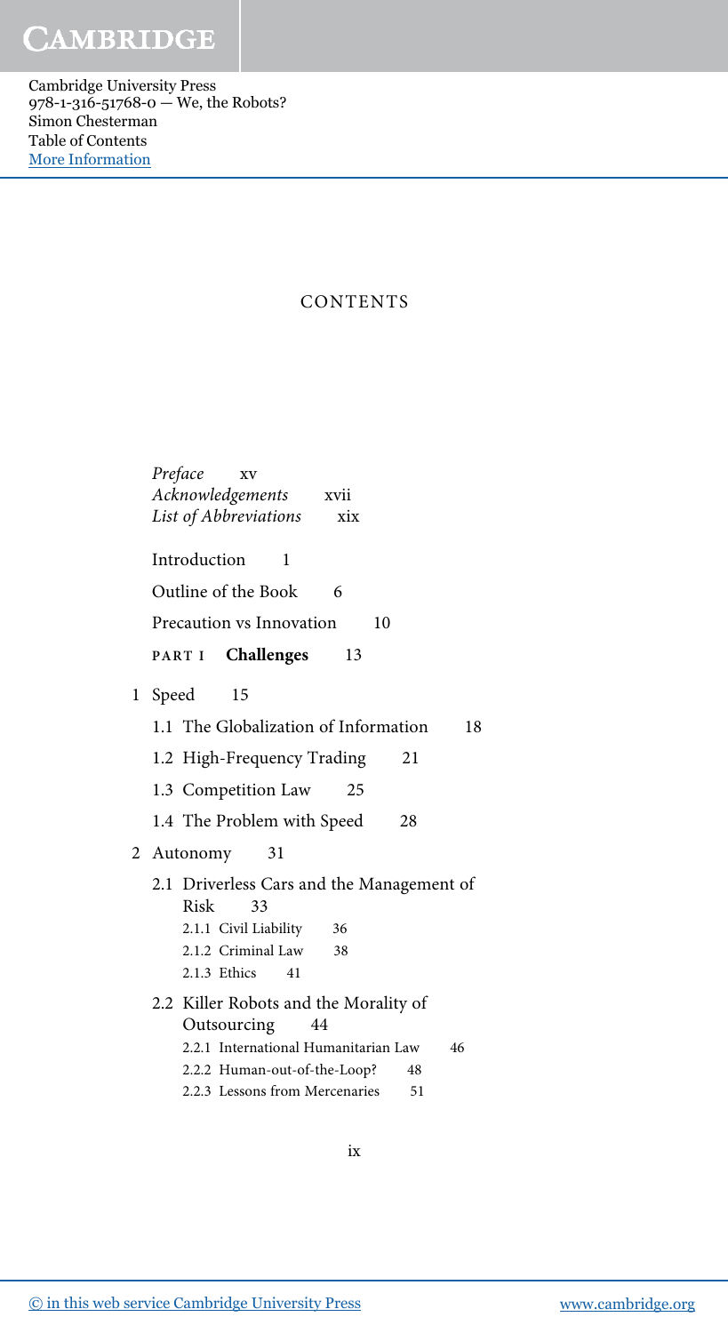# CONTENTS

*Preface* xv
*Acknowledgements* xvii
*List of Abbreviations* xix

Introduction 1

Outline of the Book 6

Precaution vs Innovation 10

## PART I Challenges 13

1 Speed 15

1.1 The Globalization of Information 18

1.2 High-Frequency Trading 21

1.3 Competition Law 25

1.4 The Problem with Speed 28

2 Autonomy 31

2.1 Driverless Cars and the Management of Risk 33

2.1.1 Civil Liability 36
2.1.2 Criminal Law 38
2.1.3 Ethics 41

2.2 Killer Robots and the Morality of Outsourcing 44

2.2.1 International Humanitarian Law 46
2.2.2 Human-out-of-the-Loop? 48
2.2.3 Lessons from Mercenaries 51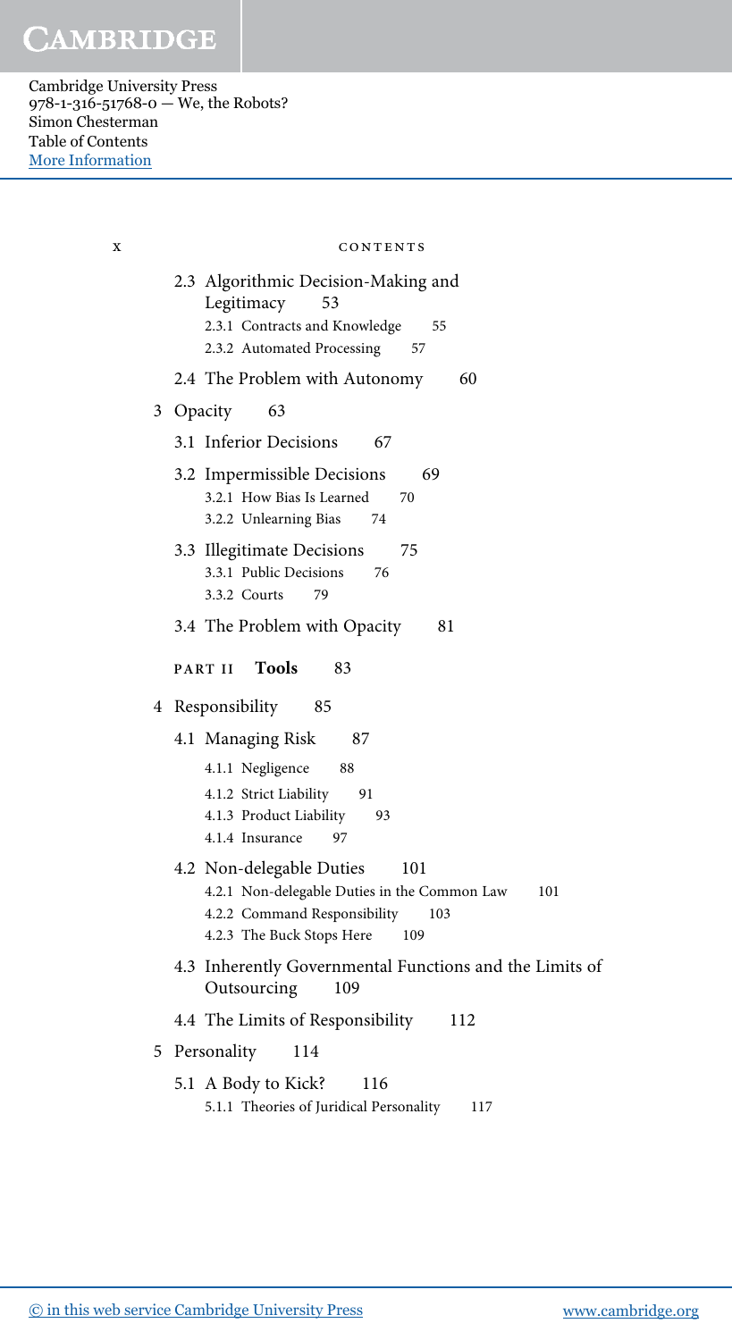2.3 Algorithmic Decision-Making and Legitimacy 53
- 2.3.1 Contracts and Knowledge 55
- 2.3.2 Automated Processing 57

2.4 The Problem with Autonomy 60

3 Opacity 63

3.1 Inferior Decisions 67

3.2 Impermissible Decisions 69
- 3.2.1 How Bias Is Learned 70
- 3.2.2 Unlearning Bias 74

3.3 Illegitimate Decisions 75
- 3.3.1 Public Decisions 76
- 3.3.2 Courts 79

3.4 The Problem with Opacity 81

PART II **Tools** 83

4 Responsibility 85

4.1 Managing Risk 87
- 4.1.1 Negligence 88
- 4.1.2 Strict Liability 91
- 4.1.3 Product Liability 93
- 4.1.4 Insurance 97

4.2 Non-delegable Duties 101
- 4.2.1 Non-delegable Duties in the Common Law 101
- 4.2.2 Command Responsibility 103
- 4.2.3 The Buck Stops Here 109

4.3 Inherently Governmental Functions and the Limits of Outsourcing 109

4.4 The Limits of Responsibility 112

5 Personality 114

5.1 A Body to Kick? 116
- 5.1.1 Theories of Juridical Personality 117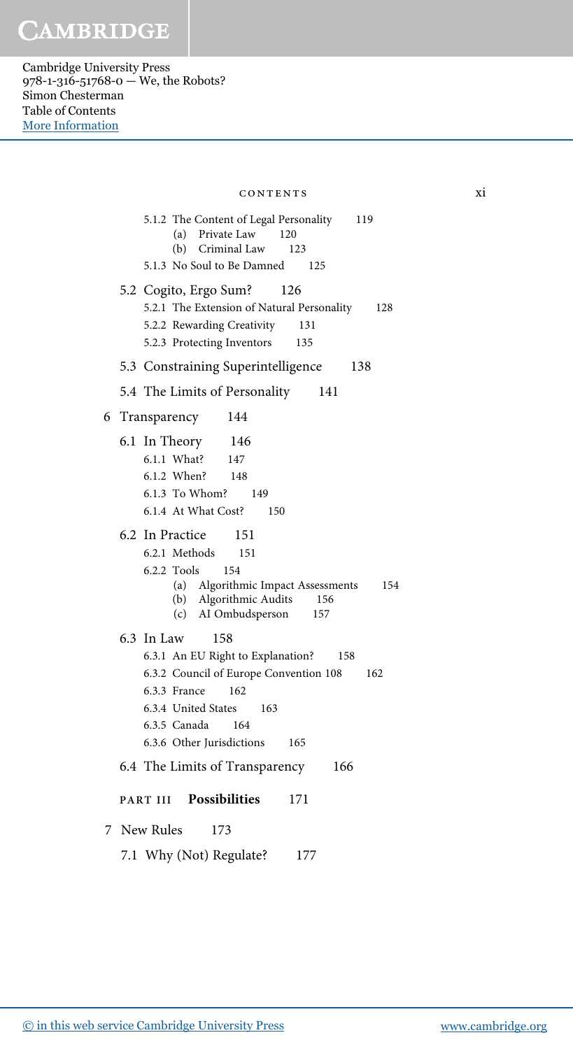5.1.2 The Content of Legal Personality 119
- (a) Private Law 120
- (b) Criminal Law 123

5.1.3 No Soul to Be Damned 125

5.2 Cogito, Ergo Sum? 126
- 5.2.1 The Extension of Natural Personality 128
- 5.2.2 Rewarding Creativity 131
- 5.2.3 Protecting Inventors 135

5.3 Constraining Superintelligence 138

5.4 The Limits of Personality 141

6 Transparency 144

6.1 In Theory 146
- 6.1.1 What? 147
- 6.1.2 When? 148
- 6.1.3 To Whom? 149
- 6.1.4 At What Cost? 150

6.2 In Practice 151
- 6.2.1 Methods 151
- 6.2.2 Tools 154
  - (a) Algorithmic Impact Assessments 154
  - (b) Algorithmic Audits 156
  - (c) AI Ombudsperson 157

6.3 In Law 158
- 6.3.1 An EU Right to Explanation? 158
- 6.3.2 Council of Europe Convention 108 162
- 6.3.3 France 162
- 6.3.4 United States 163
- 6.3.5 Canada 164
- 6.3.6 Other Jurisdictions 165

6.4 The Limits of Transparency 166

PART III **Possibilities** 171

7 New Rules 173

7.1 Why (Not) Regulate? 177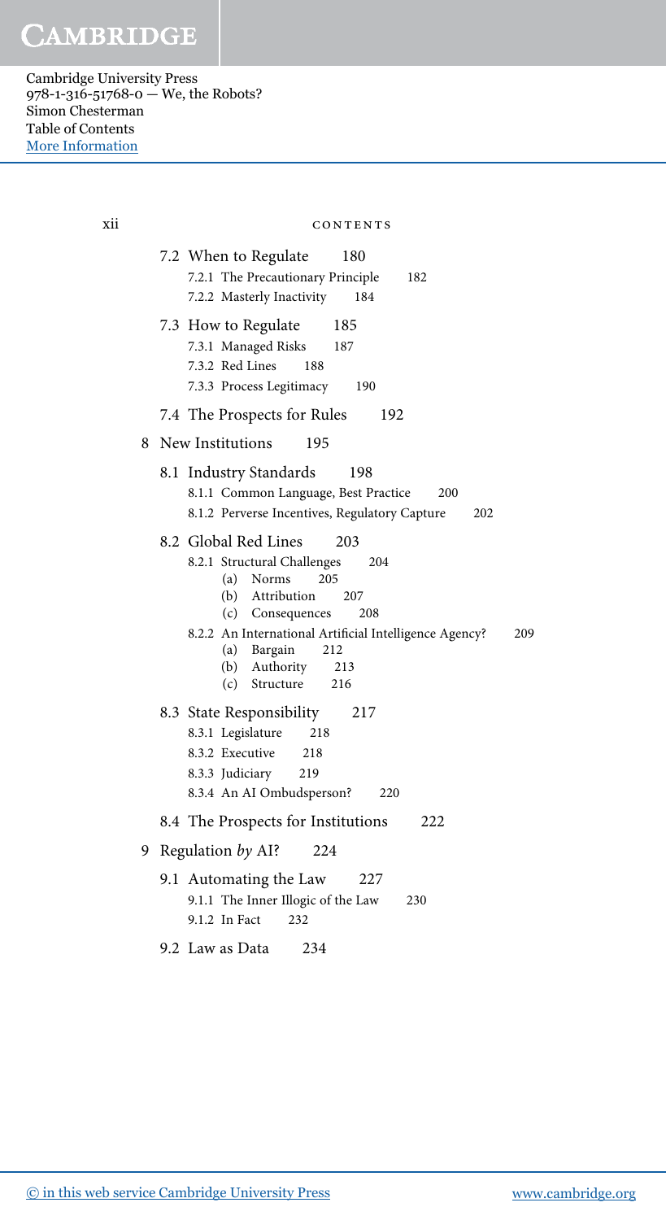7.2 When to Regulate 180
   7.2.1 The Precautionary Principle 182
   7.2.2 Masterly Inactivity 184

7.3 How to Regulate 185
   7.3.1 Managed Risks 187
   7.3.2 Red Lines 188
   7.3.3 Process Legitimacy 190

7.4 The Prospects for Rules 192

8 New Institutions 195

8.1 Industry Standards 198
   8.1.1 Common Language, Best Practice 200
   8.1.2 Perverse Incentives, Regulatory Capture 202

8.2 Global Red Lines 203
   8.2.1 Structural Challenges 204
      (a) Norms 205
      (b) Attribution 207
      (c) Consequences 208
   8.2.2 An International Artificial Intelligence Agency? 209
      (a) Bargain 212
      (b) Authority 213
      (c) Structure 216

8.3 State Responsibility 217
   8.3.1 Legislature 218
   8.3.2 Executive 218
   8.3.3 Judiciary 219
   8.3.4 An AI Ombudsperson? 220

8.4 The Prospects for Institutions 222

9 Regulation *by* AI? 224

9.1 Automating the Law 227
   9.1.1 The Inner Illogic of the Law 230
   9.1.2 In Fact 232

9.2 Law as Data 234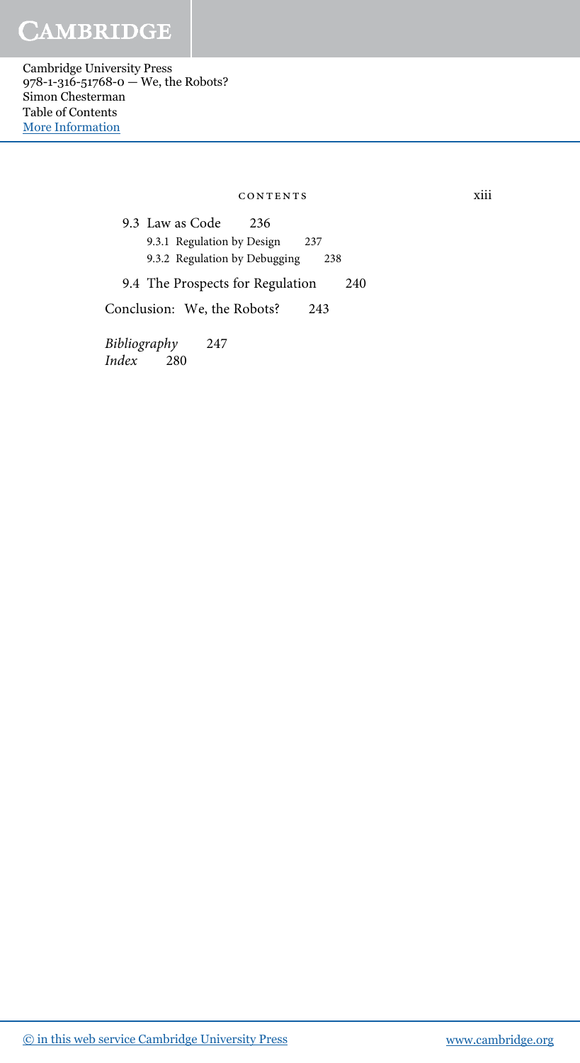9.3 Law as Code 236
   9.3.1 Regulation by Design 237
   9.3.2 Regulation by Debugging 238

9.4 The Prospects for Regulation 240

Conclusion: We, the Robots? 243

*Bibliography* 247
*Index* 280